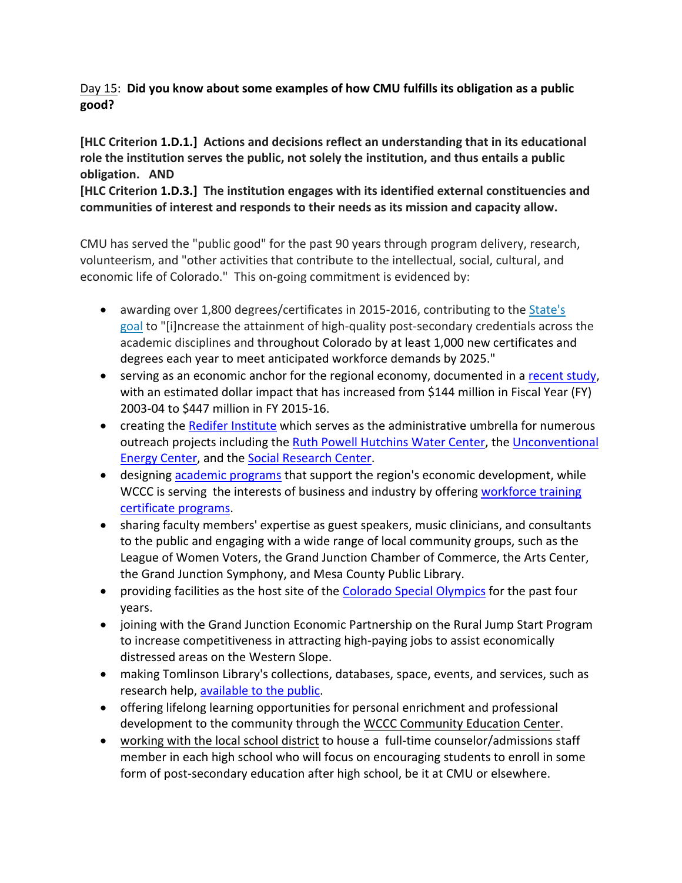Day 15: **Did you know about some examples of how CMU fulfills its obligation as a public good?**

**[HLC Criterion 1.D.1.] Actions and decisions reflect an understanding that in its educational role the institution serves the public, not solely the institution, and thus entails a public obligation. AND**
**[HLC Criterion 1.D.3.] The institution engages with its identified external constituencies and communities of interest and responds to their needs as its mission and capacity allow.**

CMU has served the "public good" for the past 90 years through program delivery, research, volunteerism, and "other activities that contribute to the intellectual, social, cultural, and economic life of Colorado." This on-going commitment is evidenced by:

- awarding over 1,800 degrees/certificates in 2015-2016, contributing to the State's goal to "[i]ncrease the attainment of high-quality post-secondary credentials across the academic disciplines and throughout Colorado by at least 1,000 new certificates and degrees each year to meet anticipated workforce demands by 2025."
- serving as an economic anchor for the regional economy, documented in a recent study, with an estimated dollar impact that has increased from $144 million in Fiscal Year (FY) 2003-04 to $447 million in FY 2015-16.
- creating the Redifer Institute which serves as the administrative umbrella for numerous outreach projects including the Ruth Powell Hutchins Water Center, the Unconventional Energy Center, and the Social Research Center.
- designing academic programs that support the region's economic development, while WCCC is serving the interests of business and industry by offering workforce training certificate programs.
- sharing faculty members' expertise as guest speakers, music clinicians, and consultants to the public and engaging with a wide range of local community groups, such as the League of Women Voters, the Grand Junction Chamber of Commerce, the Arts Center, the Grand Junction Symphony, and Mesa County Public Library.
- providing facilities as the host site of the Colorado Special Olympics for the past four years.
- joining with the Grand Junction Economic Partnership on the Rural Jump Start Program to increase competitiveness in attracting high-paying jobs to assist economically distressed areas on the Western Slope.
- making Tomlinson Library's collections, databases, space, events, and services, such as research help, available to the public.
- offering lifelong learning opportunities for personal enrichment and professional development to the community through the WCCC Community Education Center.
- working with the local school district to house a full-time counselor/admissions staff member in each high school who will focus on encouraging students to enroll in some form of post-secondary education after high school, be it at CMU or elsewhere.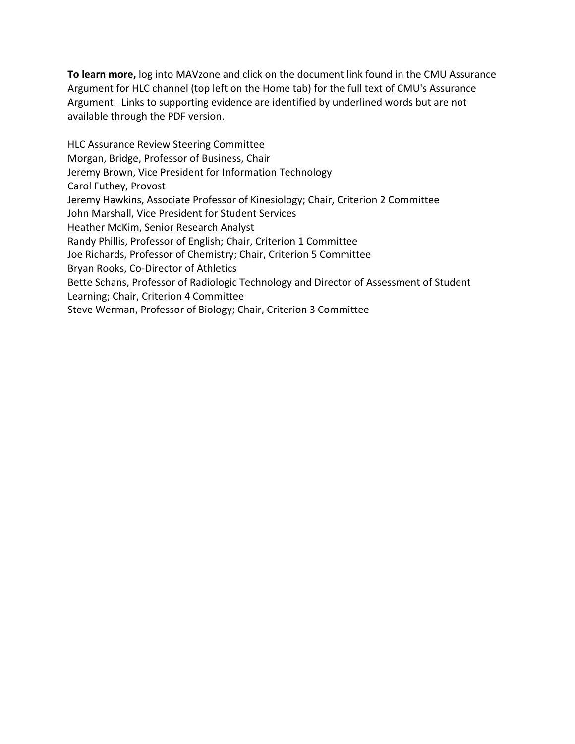**To learn more,** log into MAVzone and click on the document link found in the CMU Assurance Argument for HLC channel (top left on the Home tab) for the full text of CMU's Assurance Argument. Links to supporting evidence are identified by underlined words but are not available through the PDF version.

<u>HLC Assurance Review Steering Committee</u>
Morgan, Bridge, Professor of Business, Chair
Jeremy Brown, Vice President for Information Technology
Carol Futhey, Provost
Jeremy Hawkins, Associate Professor of Kinesiology; Chair, Criterion 2 Committee
John Marshall, Vice President for Student Services
Heather McKim, Senior Research Analyst
Randy Phillis, Professor of English; Chair, Criterion 1 Committee
Joe Richards, Professor of Chemistry; Chair, Criterion 5 Committee
Bryan Rooks, Co-Director of Athletics
Bette Schans, Professor of Radiologic Technology and Director of Assessment of Student Learning; Chair, Criterion 4 Committee
Steve Werman, Professor of Biology; Chair, Criterion 3 Committee